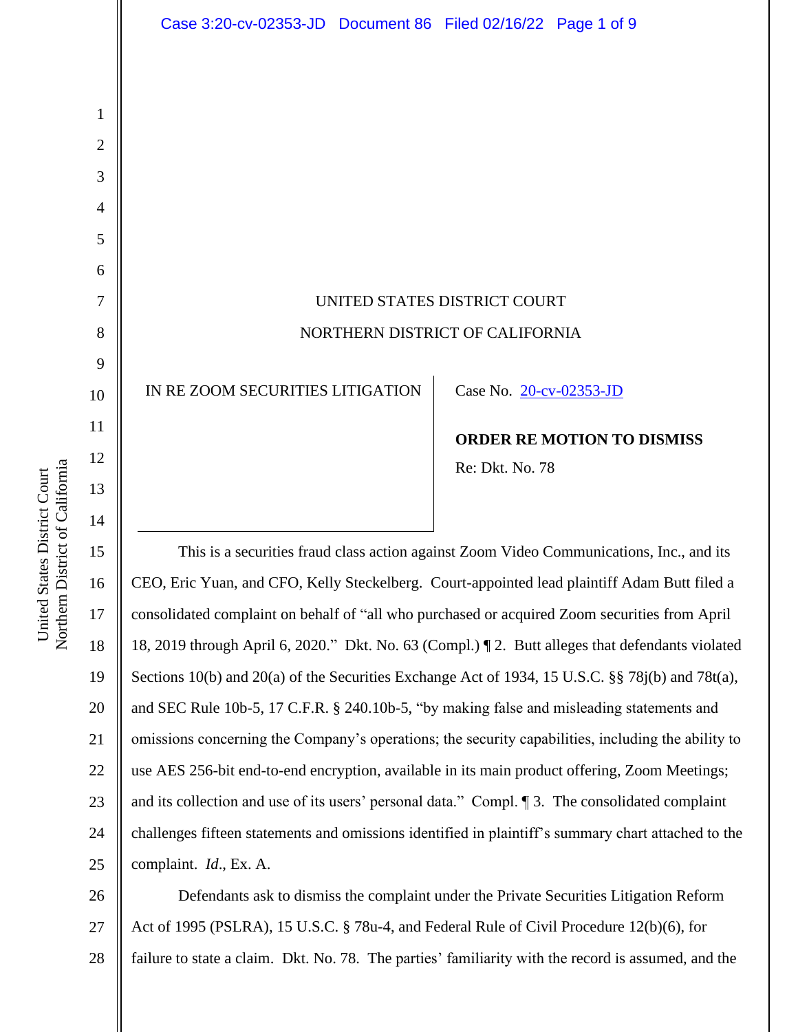UNITED STATES DISTRICT COURT

NORTHERN DISTRICT OF CALIFORNIA

IN RE ZOOM SECURITIES LITIGATION

Case No. 20-cv-02353-JD

**ORDER RE MOTION TO DISMISS**

Re: Dkt. No. 78

This is a securities fraud class action against Zoom Video Communications, Inc., and its CEO, Eric Yuan, and CFO, Kelly Steckelberg. Court-appointed lead plaintiff Adam Butt filed a consolidated complaint on behalf of "all who purchased or acquired Zoom securities from April 18, 2019 through April 6, 2020." Dkt. No. 63 (Compl.) ¶ 2. Butt alleges that defendants violated Sections 10(b) and 20(a) of the Securities Exchange Act of 1934, 15 U.S.C. §§ 78j(b) and 78t(a), and SEC Rule 10b-5, 17 C.F.R. § 240.10b-5, "by making false and misleading statements and omissions concerning the Company's operations; the security capabilities, including the ability to use AES 256-bit end-to-end encryption, available in its main product offering, Zoom Meetings; and its collection and use of its users' personal data." Compl. ¶ 3. The consolidated complaint challenges fifteen statements and omissions identified in plaintiff's summary chart attached to the complaint. *Id*., Ex. A.

Defendants ask to dismiss the complaint under the Private Securities Litigation Reform Act of 1995 (PSLRA), 15 U.S.C. § 78u-4, and Federal Rule of Civil Procedure 12(b)(6), for failure to state a claim. Dkt. No. 78. The parties' familiarity with the record is assumed, and the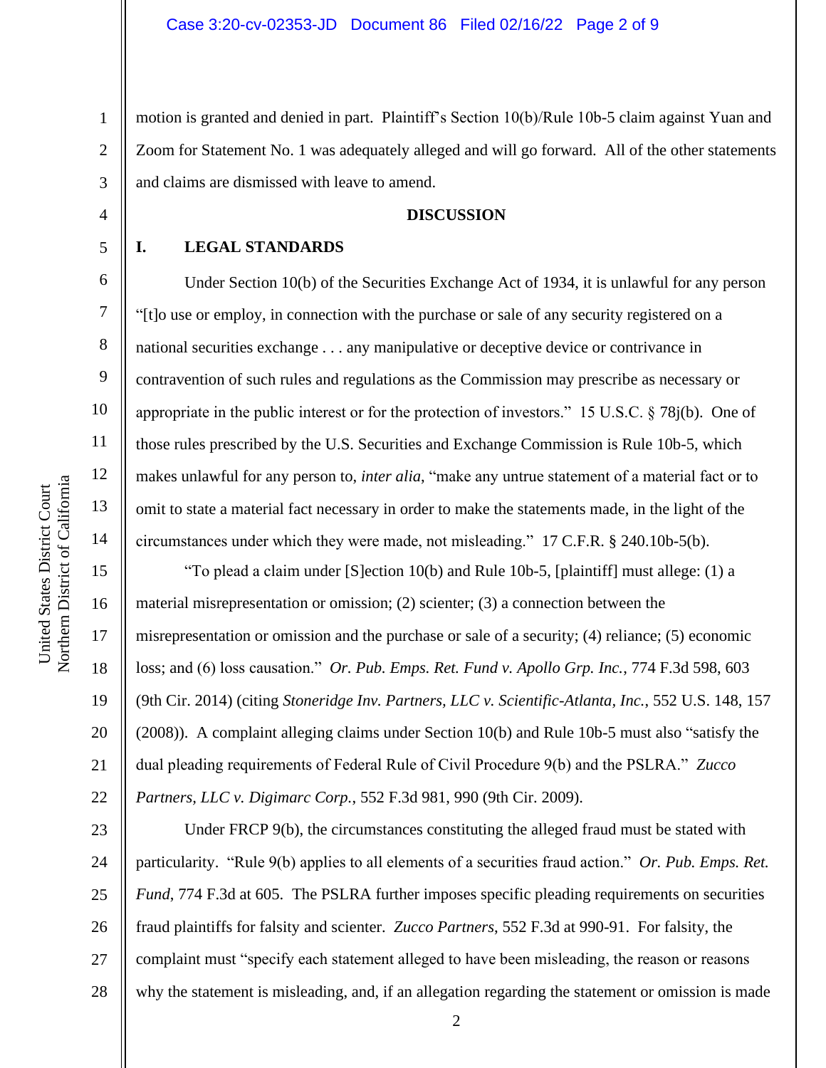motion is granted and denied in part. Plaintiff's Section 10(b)/Rule 10b-5 claim against Yuan and Zoom for Statement No. 1 was adequately alleged and will go forward. All of the other statements and claims are dismissed with leave to amend.

## DISCUSSION

### I. LEGAL STANDARDS

Under Section 10(b) of the Securities Exchange Act of 1934, it is unlawful for any person "[t]o use or employ, in connection with the purchase or sale of any security registered on a national securities exchange . . . any manipulative or deceptive device or contrivance in contravention of such rules and regulations as the Commission may prescribe as necessary or appropriate in the public interest or for the protection of investors." 15 U.S.C. § 78j(b). One of those rules prescribed by the U.S. Securities and Exchange Commission is Rule 10b-5, which makes unlawful for any person to, *inter alia*, "make any untrue statement of a material fact or to omit to state a material fact necessary in order to make the statements made, in the light of the circumstances under which they were made, not misleading." 17 C.F.R. § 240.10b-5(b).

"To plead a claim under [S]ection 10(b) and Rule 10b-5, [plaintiff] must allege: (1) a material misrepresentation or omission; (2) scienter; (3) a connection between the misrepresentation or omission and the purchase or sale of a security; (4) reliance; (5) economic loss; and (6) loss causation." *Or. Pub. Emps. Ret. Fund v. Apollo Grp. Inc.*, 774 F.3d 598, 603 (9th Cir. 2014) (citing *Stoneridge Inv. Partners, LLC v. Scientific-Atlanta, Inc.*, 552 U.S. 148, 157 (2008)). A complaint alleging claims under Section 10(b) and Rule 10b-5 must also "satisfy the dual pleading requirements of Federal Rule of Civil Procedure 9(b) and the PSLRA." *Zucco Partners, LLC v. Digimarc Corp.*, 552 F.3d 981, 990 (9th Cir. 2009).

Under FRCP 9(b), the circumstances constituting the alleged fraud must be stated with particularity. "Rule 9(b) applies to all elements of a securities fraud action." *Or. Pub. Emps. Ret. Fund*, 774 F.3d at 605. The PSLRA further imposes specific pleading requirements on securities fraud plaintiffs for falsity and scienter. *Zucco Partners*, 552 F.3d at 990-91. For falsity, the complaint must "specify each statement alleged to have been misleading, the reason or reasons why the statement is misleading, and, if an allegation regarding the statement or omission is made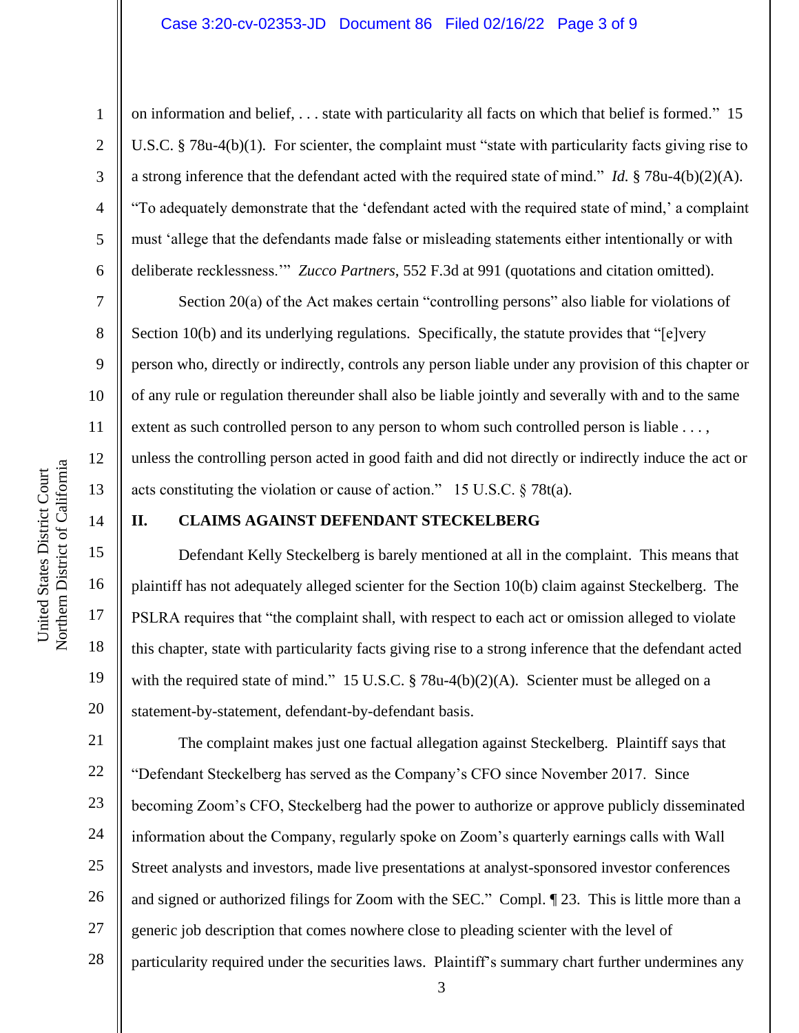on information and belief, . . . state with particularity all facts on which that belief is formed." 15 U.S.C. § 78u-4(b)(1). For scienter, the complaint must "state with particularity facts giving rise to a strong inference that the defendant acted with the required state of mind." *Id.* § 78u-4(b)(2)(A). "To adequately demonstrate that the 'defendant acted with the required state of mind,' a complaint must 'allege that the defendants made false or misleading statements either intentionally or with deliberate recklessness.'" *Zucco Partners*, 552 F.3d at 991 (quotations and citation omitted).

Section 20(a) of the Act makes certain "controlling persons" also liable for violations of Section 10(b) and its underlying regulations. Specifically, the statute provides that "[e]very person who, directly or indirectly, controls any person liable under any provision of this chapter or of any rule or regulation thereunder shall also be liable jointly and severally with and to the same extent as such controlled person to any person to whom such controlled person is liable . . . , unless the controlling person acted in good faith and did not directly or indirectly induce the act or acts constituting the violation or cause of action." 15 U.S.C. § 78t(a).

## II. CLAIMS AGAINST DEFENDANT STECKELBERG

Defendant Kelly Steckelberg is barely mentioned at all in the complaint. This means that plaintiff has not adequately alleged scienter for the Section 10(b) claim against Steckelberg. The PSLRA requires that "the complaint shall, with respect to each act or omission alleged to violate this chapter, state with particularity facts giving rise to a strong inference that the defendant acted with the required state of mind." 15 U.S.C. § 78u-4(b)(2)(A). Scienter must be alleged on a statement-by-statement, defendant-by-defendant basis.

The complaint makes just one factual allegation against Steckelberg. Plaintiff says that "Defendant Steckelberg has served as the Company's CFO since November 2017. Since becoming Zoom's CFO, Steckelberg had the power to authorize or approve publicly disseminated information about the Company, regularly spoke on Zoom's quarterly earnings calls with Wall Street analysts and investors, made live presentations at analyst-sponsored investor conferences and signed or authorized filings for Zoom with the SEC." Compl. ¶ 23. This is little more than a generic job description that comes nowhere close to pleading scienter with the level of particularity required under the securities laws. Plaintiff's summary chart further undermines any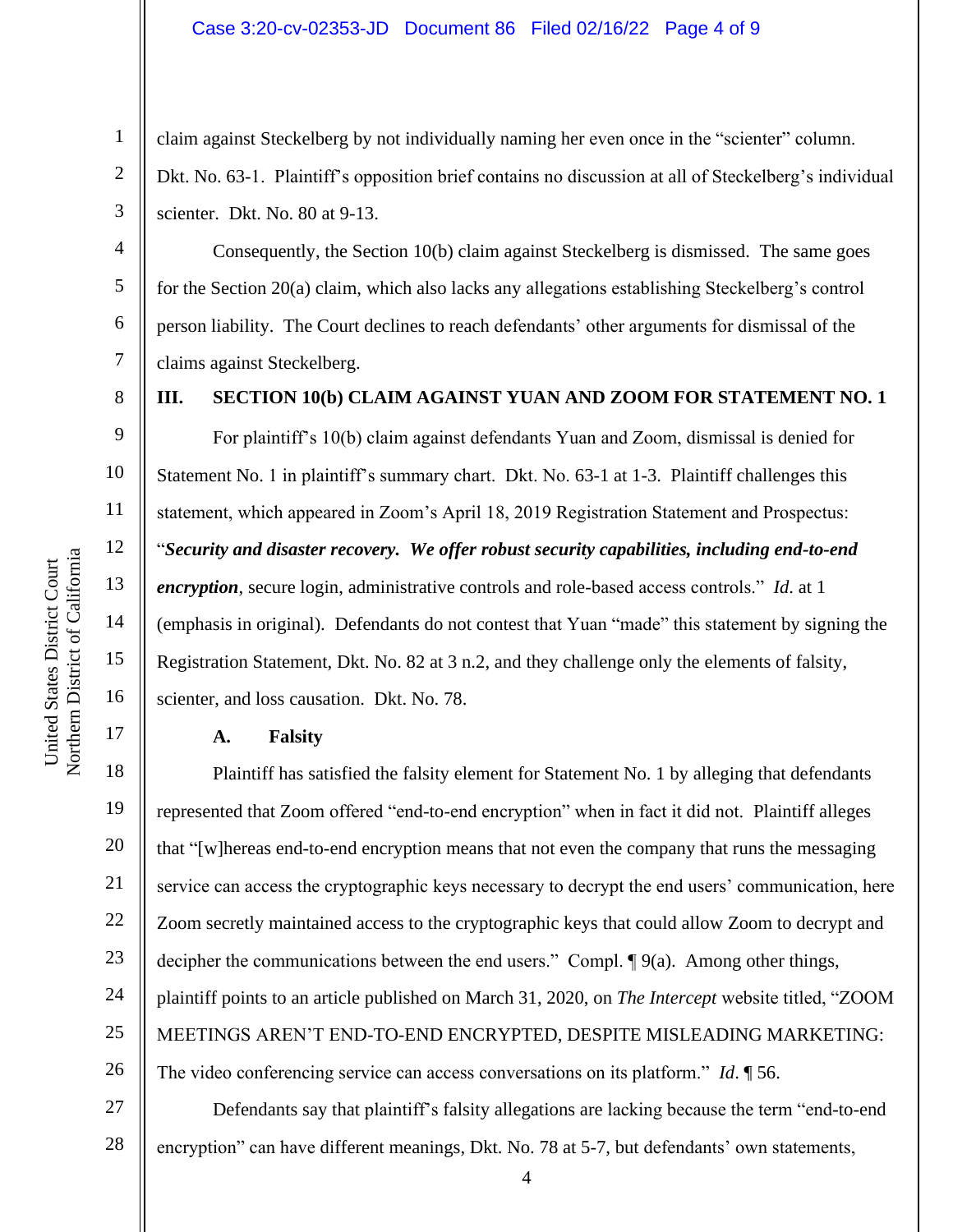claim against Steckelberg by not individually naming her even once in the "scienter" column. Dkt. No. 63-1. Plaintiff's opposition brief contains no discussion at all of Steckelberg's individual scienter. Dkt. No. 80 at 9-13.

Consequently, the Section 10(b) claim against Steckelberg is dismissed. The same goes for the Section 20(a) claim, which also lacks any allegations establishing Steckelberg's control person liability. The Court declines to reach defendants' other arguments for dismissal of the claims against Steckelberg.

## III. SECTION 10(b) CLAIM AGAINST YUAN AND ZOOM FOR STATEMENT NO. 1

For plaintiff's 10(b) claim against defendants Yuan and Zoom, dismissal is denied for Statement No. 1 in plaintiff's summary chart. Dkt. No. 63-1 at 1-3. Plaintiff challenges this statement, which appeared in Zoom's April 18, 2019 Registration Statement and Prospectus: "***Security and disaster recovery. We offer robust security capabilities, including end-to-end encryption***, secure login, administrative controls and role-based access controls." *Id.* at 1 (emphasis in original). Defendants do not contest that Yuan "made" this statement by signing the Registration Statement, Dkt. No. 82 at 3 n.2, and they challenge only the elements of falsity, scienter, and loss causation. Dkt. No. 78.

### A. Falsity

Plaintiff has satisfied the falsity element for Statement No. 1 by alleging that defendants represented that Zoom offered "end-to-end encryption" when in fact it did not. Plaintiff alleges that "[w]hereas end-to-end encryption means that not even the company that runs the messaging service can access the cryptographic keys necessary to decrypt the end users' communication, here Zoom secretly maintained access to the cryptographic keys that could allow Zoom to decrypt and decipher the communications between the end users." Compl. ¶ 9(a). Among other things, plaintiff points to an article published on March 31, 2020, on *The Intercept* website titled, "ZOOM MEETINGS AREN'T END-TO-END ENCRYPTED, DESPITE MISLEADING MARKETING: The video conferencing service can access conversations on its platform." *Id.* ¶ 56.

Defendants say that plaintiff's falsity allegations are lacking because the term "end-to-end encryption" can have different meanings, Dkt. No. 78 at 5-7, but defendants' own statements,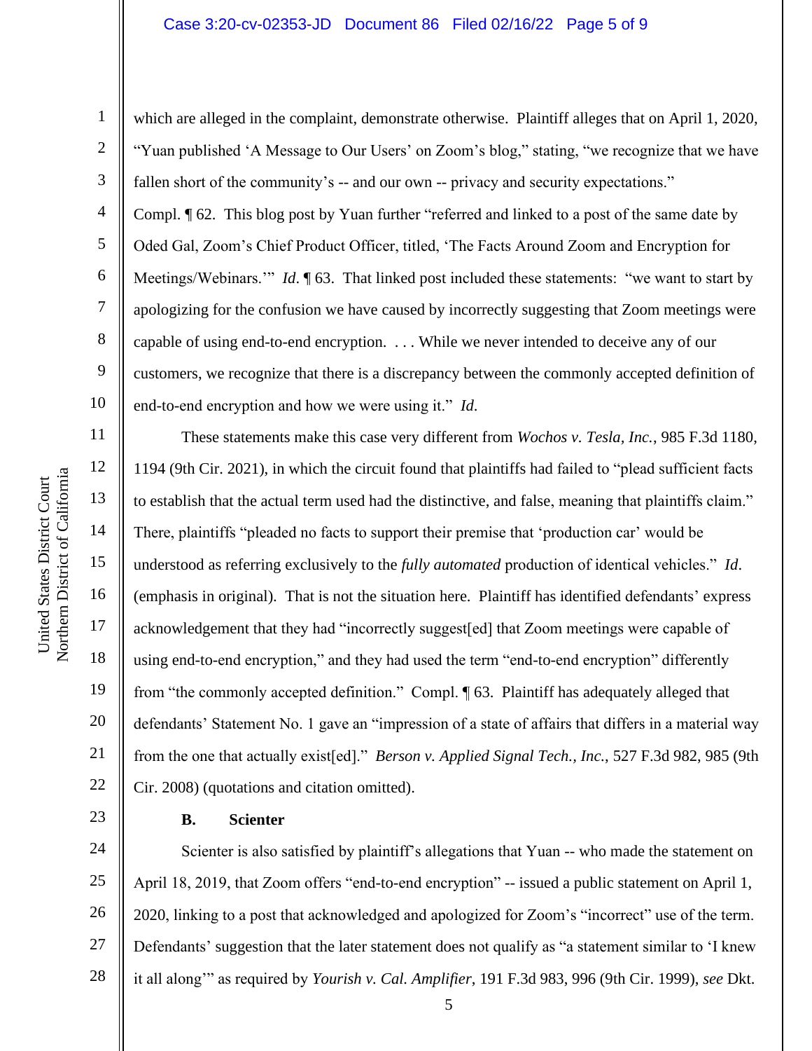which are alleged in the complaint, demonstrate otherwise. Plaintiff alleges that on April 1, 2020, "Yuan published 'A Message to Our Users' on Zoom's blog," stating, "we recognize that we have fallen short of the community's -- and our own -- privacy and security expectations." Compl. ¶ 62. This blog post by Yuan further "referred and linked to a post of the same date by Oded Gal, Zoom's Chief Product Officer, titled, 'The Facts Around Zoom and Encryption for Meetings/Webinars.'" *Id*. ¶ 63. That linked post included these statements: "we want to start by apologizing for the confusion we have caused by incorrectly suggesting that Zoom meetings were capable of using end-to-end encryption. . . . While we never intended to deceive any of our customers, we recognize that there is a discrepancy between the commonly accepted definition of end-to-end encryption and how we were using it." *Id*.

These statements make this case very different from *Wochos v. Tesla, Inc.*, 985 F.3d 1180, 1194 (9th Cir. 2021), in which the circuit found that plaintiffs had failed to "plead sufficient facts to establish that the actual term used had the distinctive, and false, meaning that plaintiffs claim." There, plaintiffs "pleaded no facts to support their premise that 'production car' would be understood as referring exclusively to the *fully automated* production of identical vehicles." *Id*. (emphasis in original). That is not the situation here. Plaintiff has identified defendants' express acknowledgement that they had "incorrectly suggest[ed] that Zoom meetings were capable of using end-to-end encryption," and they had used the term "end-to-end encryption" differently from "the commonly accepted definition." Compl. ¶ 63. Plaintiff has adequately alleged that defendants' Statement No. 1 gave an "impression of a state of affairs that differs in a material way from the one that actually exist[ed]." *Berson v. Applied Signal Tech., Inc.*, 527 F.3d 982, 985 (9th Cir. 2008) (quotations and citation omitted).

**B. Scienter**

Scienter is also satisfied by plaintiff's allegations that Yuan -- who made the statement on April 18, 2019, that Zoom offers "end-to-end encryption" -- issued a public statement on April 1, 2020, linking to a post that acknowledged and apologized for Zoom's "incorrect" use of the term. Defendants' suggestion that the later statement does not qualify as "a statement similar to 'I knew it all along'" as required by *Yourish v. Cal. Amplifier*, 191 F.3d 983, 996 (9th Cir. 1999), *see* Dkt.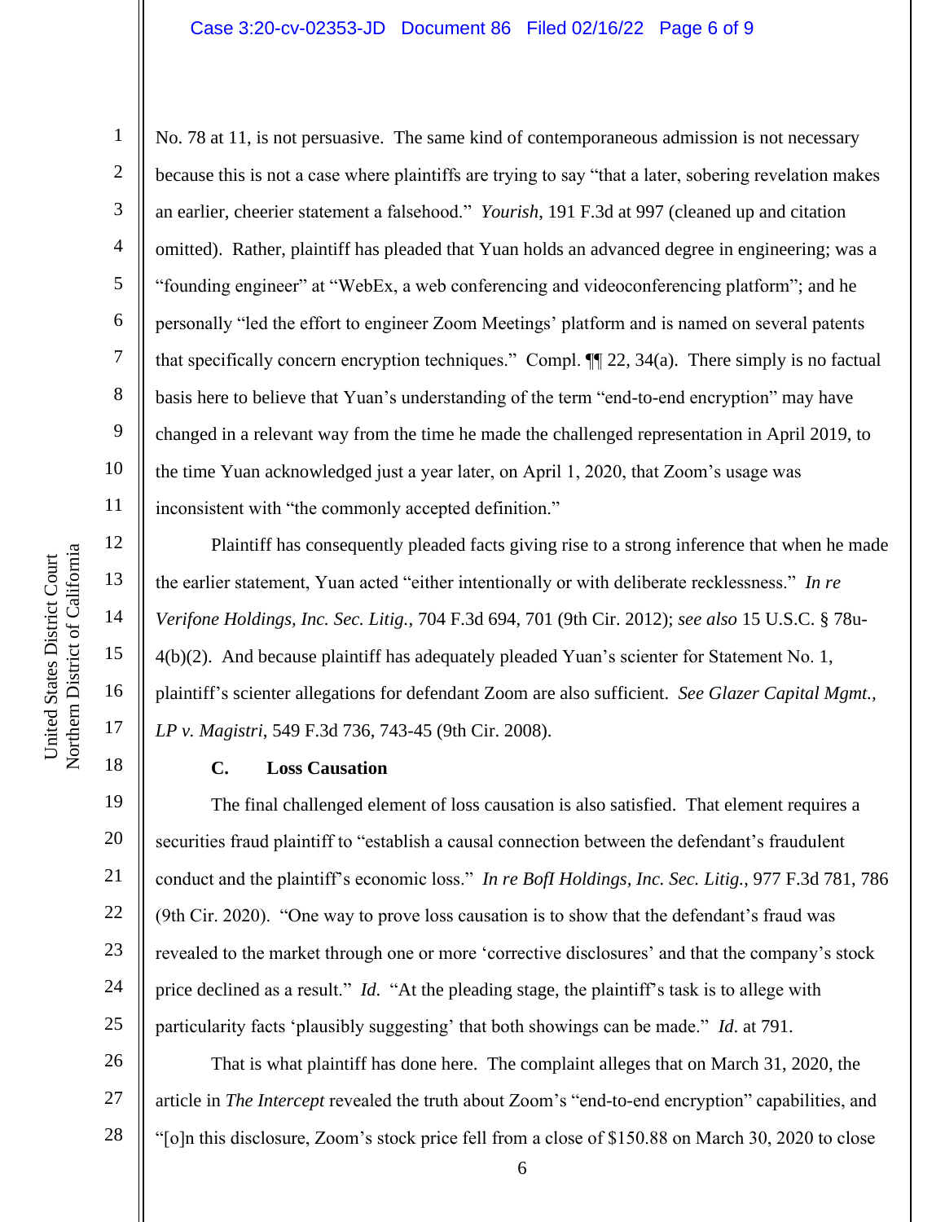No. 78 at 11, is not persuasive. The same kind of contemporaneous admission is not necessary because this is not a case where plaintiffs are trying to say "that a later, sobering revelation makes an earlier, cheerier statement a falsehood." *Yourish*, 191 F.3d at 997 (cleaned up and citation omitted). Rather, plaintiff has pleaded that Yuan holds an advanced degree in engineering; was a "founding engineer" at "WebEx, a web conferencing and videoconferencing platform"; and he personally "led the effort to engineer Zoom Meetings' platform and is named on several patents that specifically concern encryption techniques." Compl. ¶¶ 22, 34(a). There simply is no factual basis here to believe that Yuan's understanding of the term "end-to-end encryption" may have changed in a relevant way from the time he made the challenged representation in April 2019, to the time Yuan acknowledged just a year later, on April 1, 2020, that Zoom's usage was inconsistent with "the commonly accepted definition."

Plaintiff has consequently pleaded facts giving rise to a strong inference that when he made the earlier statement, Yuan acted "either intentionally or with deliberate recklessness." *In re Verifone Holdings, Inc. Sec. Litig.*, 704 F.3d 694, 701 (9th Cir. 2012); *see also* 15 U.S.C. § 78u-4(b)(2). And because plaintiff has adequately pleaded Yuan's scienter for Statement No. 1, plaintiff's scienter allegations for defendant Zoom are also sufficient. *See Glazer Capital Mgmt., LP v. Magistri*, 549 F.3d 736, 743-45 (9th Cir. 2008).

### C. Loss Causation

The final challenged element of loss causation is also satisfied. That element requires a securities fraud plaintiff to "establish a causal connection between the defendant's fraudulent conduct and the plaintiff's economic loss." *In re BofI Holdings, Inc. Sec. Litig.*, 977 F.3d 781, 786 (9th Cir. 2020). "One way to prove loss causation is to show that the defendant's fraud was revealed to the market through one or more 'corrective disclosures' and that the company's stock price declined as a result." *Id.* "At the pleading stage, the plaintiff's task is to allege with particularity facts 'plausibly suggesting' that both showings can be made." *Id.* at 791.

That is what plaintiff has done here. The complaint alleges that on March 31, 2020, the article in *The Intercept* revealed the truth about Zoom's "end-to-end encryption" capabilities, and "[o]n this disclosure, Zoom's stock price fell from a close of $150.88 on March 30, 2020 to close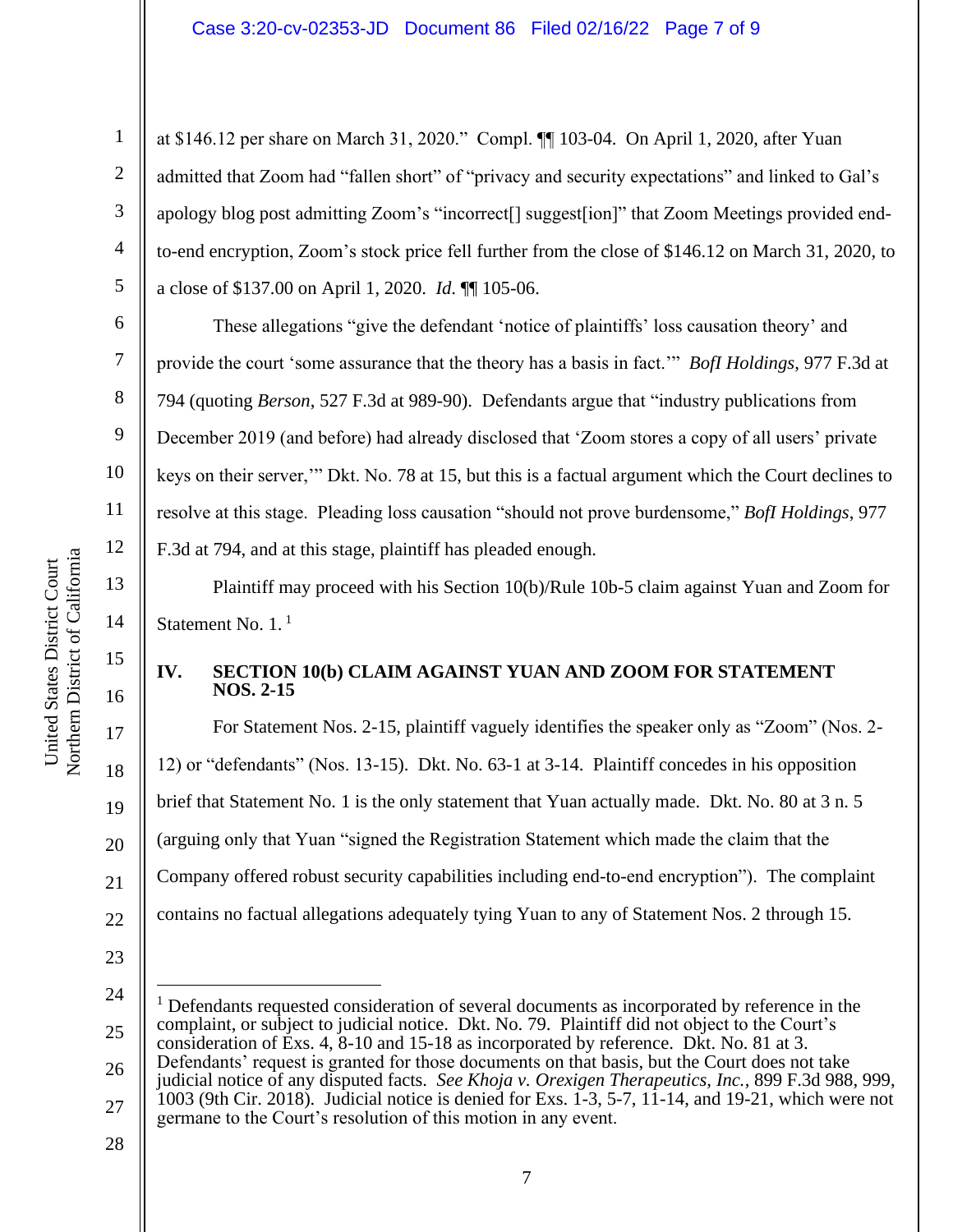at $146.12 per share on March 31, 2020." Compl. ¶¶ 103-04. On April 1, 2020, after Yuan admitted that Zoom had "fallen short" of "privacy and security expectations" and linked to Gal's apology blog post admitting Zoom's "incorrect[] suggest[ion]" that Zoom Meetings provided end-to-end encryption, Zoom's stock price fell further from the close of $146.12 on March 31, 2020, to a close of $137.00 on April 1, 2020. *Id.* ¶¶ 105-06.

These allegations "give the defendant 'notice of plaintiffs' loss causation theory' and provide the court 'some assurance that the theory has a basis in fact.'" *BofI Holdings*, 977 F.3d at 794 (quoting *Berson*, 527 F.3d at 989-90). Defendants argue that "industry publications from December 2019 (and before) had already disclosed that 'Zoom stores a copy of all users' private keys on their server,'" Dkt. No. 78 at 15, but this is a factual argument which the Court declines to resolve at this stage. Pleading loss causation "should not prove burdensome," *BofI Holdings*, 977 F.3d at 794, and at this stage, plaintiff has pleaded enough.

Plaintiff may proceed with his Section 10(b)/Rule 10b-5 claim against Yuan and Zoom for Statement No. 1.[1]

## IV. SECTION 10(b) CLAIM AGAINST YUAN AND ZOOM FOR STATEMENT NOS. 2-15

For Statement Nos. 2-15, plaintiff vaguely identifies the speaker only as "Zoom" (Nos. 2-12) or "defendants" (Nos. 13-15). Dkt. No. 63-1 at 3-14. Plaintiff concedes in his opposition brief that Statement No. 1 is the only statement that Yuan actually made. Dkt. No. 80 at 3 n. 5 (arguing only that Yuan "signed the Registration Statement which made the claim that the Company offered robust security capabilities including end-to-end encryption"). The complaint contains no factual allegations adequately tying Yuan to any of Statement Nos. 2 through 15.

---

[1] Defendants requested consideration of several documents as incorporated by reference in the complaint, or subject to judicial notice. Dkt. No. 79. Plaintiff did not object to the Court's consideration of Exs. 4, 8-10 and 15-18 as incorporated by reference. Dkt. No. 81 at 3. Defendants' request is granted for those documents on that basis, but the Court does not take judicial notice of any disputed facts. *See Khoja v. Orexigen Therapeutics, Inc.*, 899 F.3d 988, 999, 1003 (9th Cir. 2018). Judicial notice is denied for Exs. 1-3, 5-7, 11-14, and 19-21, which were not germane to the Court's resolution of this motion in any event.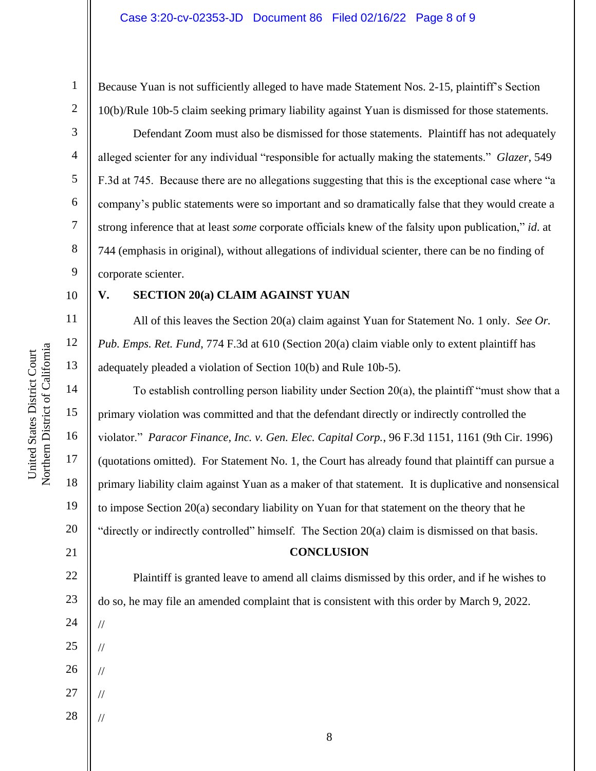Because Yuan is not sufficiently alleged to have made Statement Nos. 2-15, plaintiff's Section 10(b)/Rule 10b-5 claim seeking primary liability against Yuan is dismissed for those statements.

Defendant Zoom must also be dismissed for those statements. Plaintiff has not adequately alleged scienter for any individual "responsible for actually making the statements." *Glazer*, 549 F.3d at 745. Because there are no allegations suggesting that this is the exceptional case where "a company's public statements were so important and so dramatically false that they would create a strong inference that at least *some* corporate officials knew of the falsity upon publication," *id*. at 744 (emphasis in original), without allegations of individual scienter, there can be no finding of corporate scienter.

## V. SECTION 20(a) CLAIM AGAINST YUAN

All of this leaves the Section 20(a) claim against Yuan for Statement No. 1 only. *See Or. Pub. Emps. Ret. Fund*, 774 F.3d at 610 (Section 20(a) claim viable only to extent plaintiff has adequately pleaded a violation of Section 10(b) and Rule 10b-5).

To establish controlling person liability under Section 20(a), the plaintiff "must show that a primary violation was committed and that the defendant directly or indirectly controlled the violator." *Paracor Finance, Inc. v. Gen. Elec. Capital Corp.*, 96 F.3d 1151, 1161 (9th Cir. 1996) (quotations omitted). For Statement No. 1, the Court has already found that plaintiff can pursue a primary liability claim against Yuan as a maker of that statement. It is duplicative and nonsensical to impose Section 20(a) secondary liability on Yuan for that statement on the theory that he "directly or indirectly controlled" himself. The Section 20(a) claim is dismissed on that basis.

## CONCLUSION

Plaintiff is granted leave to amend all claims dismissed by this order, and if he wishes to do so, he may file an amended complaint that is consistent with this order by March 9, 2022.

//

//

//

//

//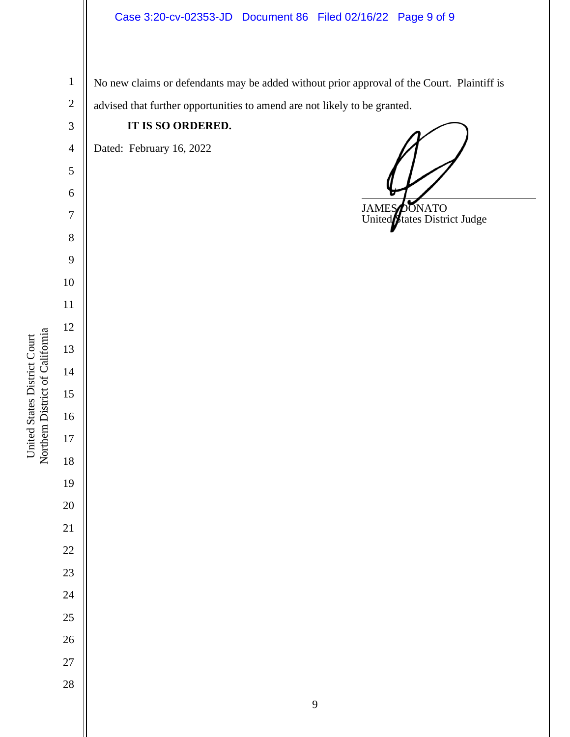No new claims or defendants may be added without prior approval of the Court. Plaintiff is advised that further opportunities to amend are not likely to be granted.

**IT IS SO ORDERED.**

Dated: February 16, 2022

JAMES DONATO
United States District Judge